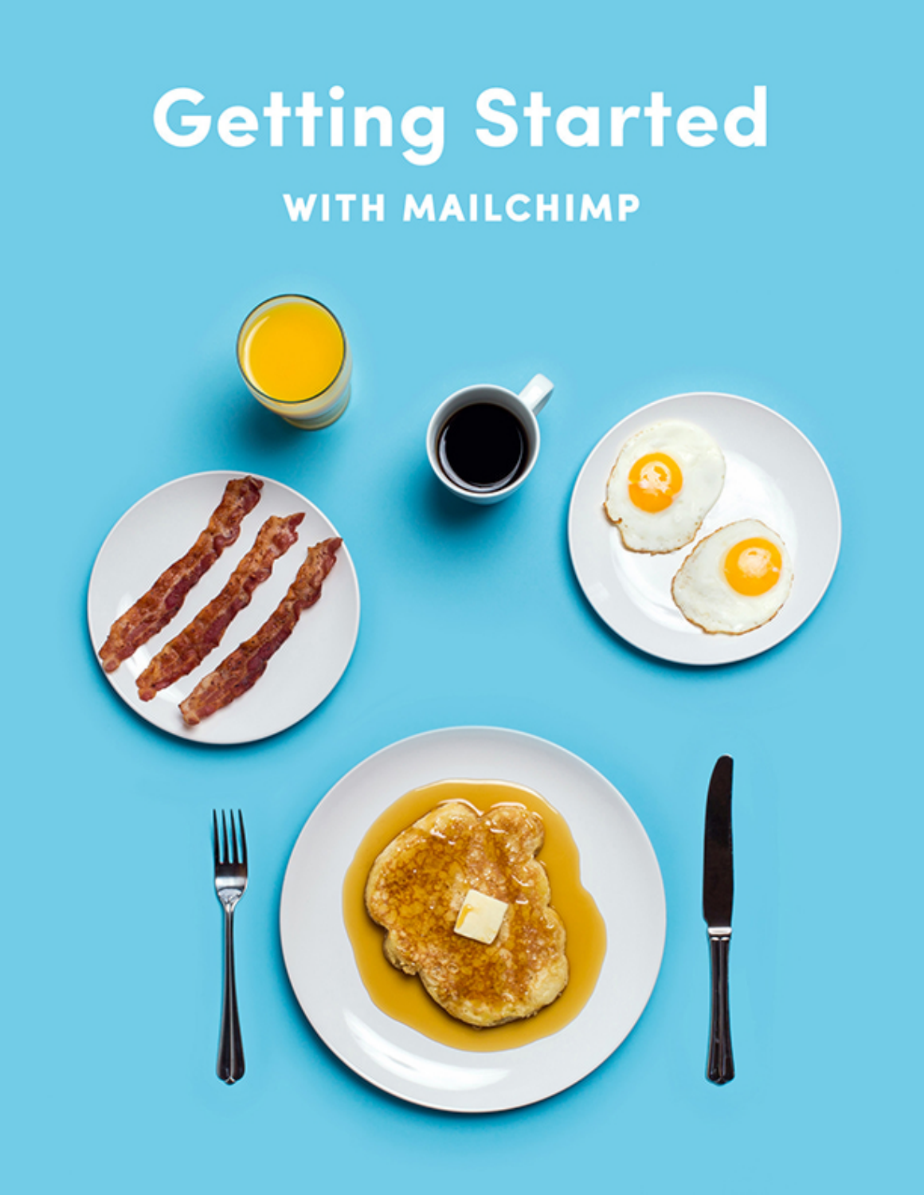# Getting Started

## WITH MAILCHIMP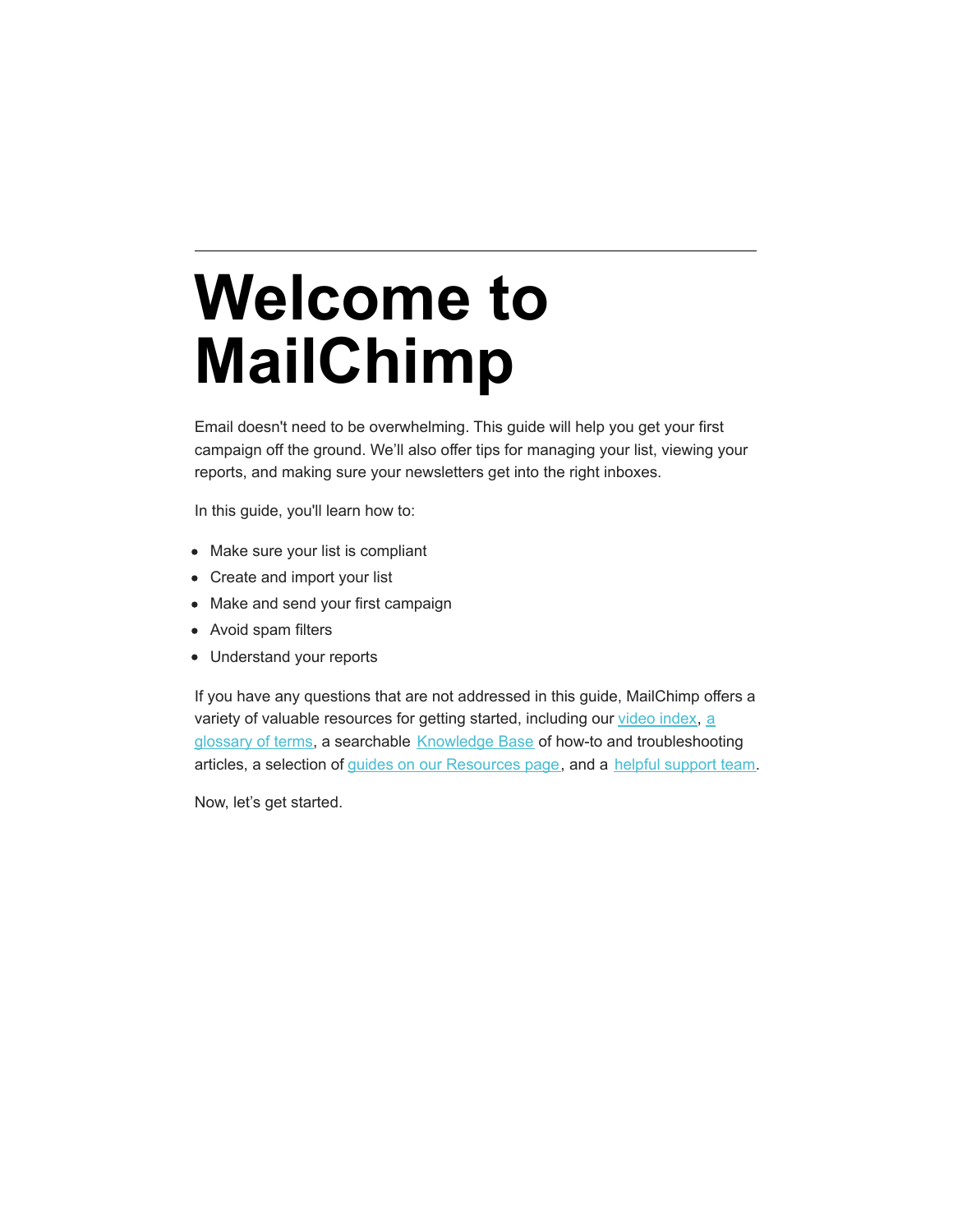# Welcome to MailChimp

Email doesn't need to be overwhelming. This guide will help you get your first campaign off the ground. We'll also offer tips for managing your list, viewing your reports, and making sure your newsletters get into the right inboxes.

In this guide, you'll learn how to:

- Make sure your list is compliant
- Create and import your list
- Make and send your first campaign
- Avoid spam filters
- Understand your reports

If you have any questions that are not addressed in this guide, MailChimp offers a variety of valuable resources for getting started, including our video index, a glossary of terms, a searchable Knowledge Base of how-to and troubleshooting articles, a selection of guides on our Resources page, and a helpful support team.

Now, let's get started.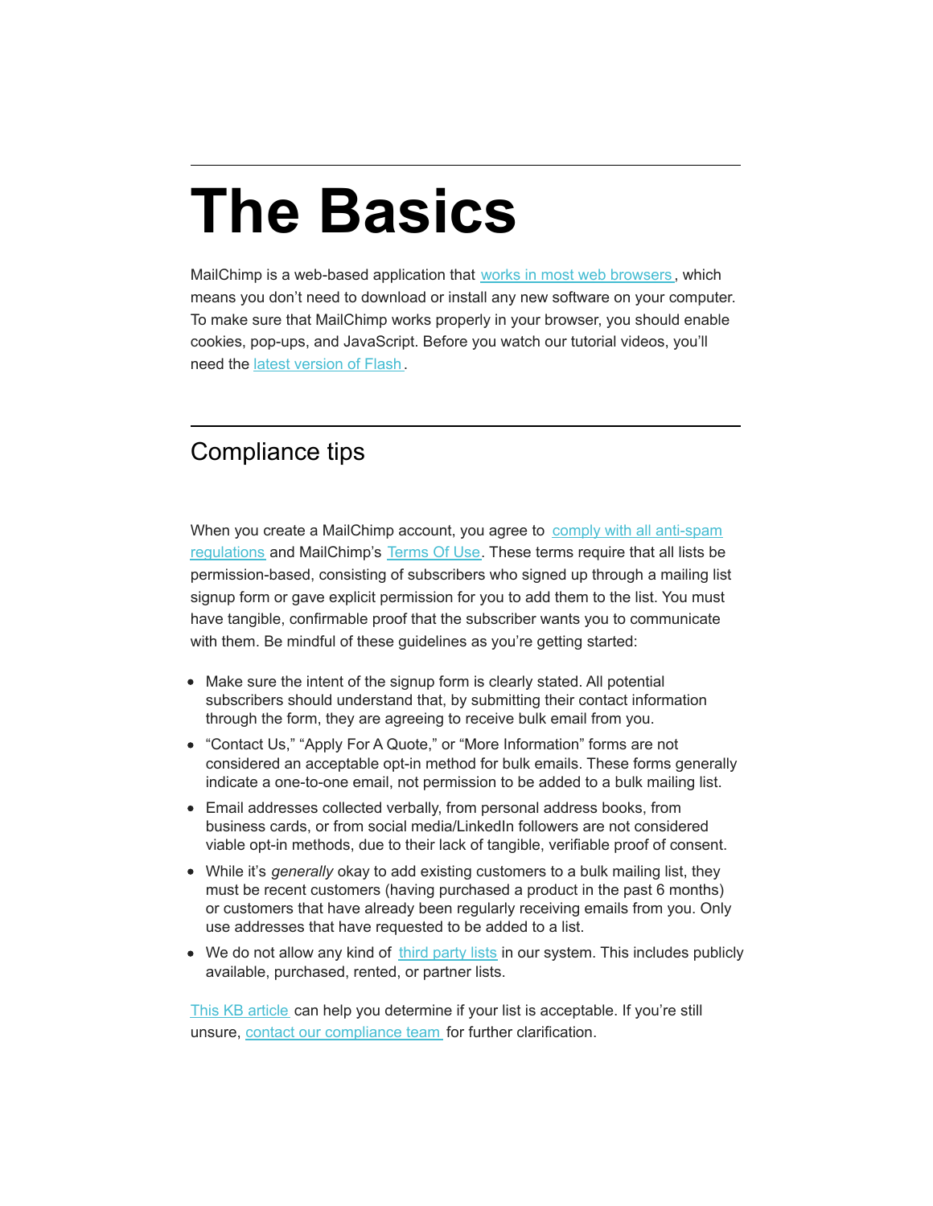# The Basics

MailChimp is a web-based application that works in most web browsers, which means you don't need to download or install any new software on your computer. To make sure that MailChimp works properly in your browser, you should enable cookies, pop-ups, and JavaScript. Before you watch our tutorial videos, you'll need the latest version of Flash.

## Compliance tips

When you create a MailChimp account, you agree to comply with all anti-spam regulations and MailChimp's Terms Of Use. These terms require that all lists be permission-based, consisting of subscribers who signed up through a mailing list signup form or gave explicit permission for you to add them to the list. You must have tangible, confirmable proof that the subscriber wants you to communicate with them. Be mindful of these guidelines as you're getting started:

- Make sure the intent of the signup form is clearly stated. All potential subscribers should understand that, by submitting their contact information through the form, they are agreeing to receive bulk email from you.
- "Contact Us," "Apply For A Quote," or "More Information" forms are not considered an acceptable opt-in method for bulk emails. These forms generally indicate a one-to-one email, not permission to be added to a bulk mailing list.
- Email addresses collected verbally, from personal address books, from business cards, or from social media/LinkedIn followers are not considered viable opt-in methods, due to their lack of tangible, verifiable proof of consent.
- While it's *generally* okay to add existing customers to a bulk mailing list, they must be recent customers (having purchased a product in the past 6 months) or customers that have already been regularly receiving emails from you. Only use addresses that have requested to be added to a list.
- We do not allow any kind of third party lists in our system. This includes publicly available, purchased, rented, or partner lists.

This KB article can help you determine if your list is acceptable. If you're still unsure, contact our compliance team for further clarification.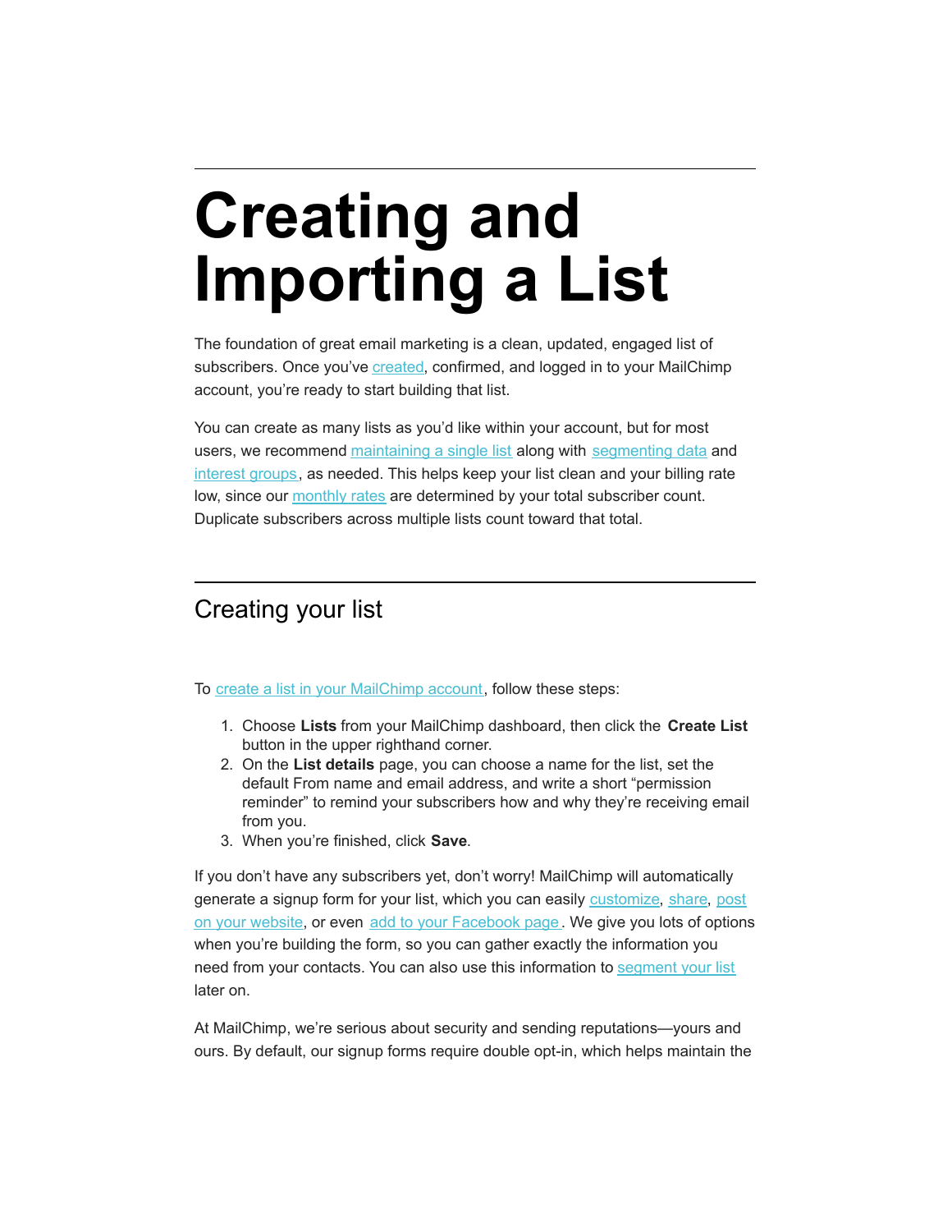# Creating and Importing a List

The foundation of great email marketing is a clean, updated, engaged list of subscribers. Once you've created, confirmed, and logged in to your MailChimp account, you're ready to start building that list.

You can create as many lists as you'd like within your account, but for most users, we recommend maintaining a single list along with segmenting data and interest groups, as needed. This helps keep your list clean and your billing rate low, since our monthly rates are determined by your total subscriber count. Duplicate subscribers across multiple lists count toward that total.

## Creating your list

To create a list in your MailChimp account, follow these steps:

1. Choose **Lists** from your MailChimp dashboard, then click the **Create List** button in the upper righthand corner.
2. On the **List details** page, you can choose a name for the list, set the default From name and email address, and write a short "permission reminder" to remind your subscribers how and why they're receiving email from you.
3. When you're finished, click **Save**.

If you don't have any subscribers yet, don't worry! MailChimp will automatically generate a signup form for your list, which you can easily customize, share, post on your website, or even add to your Facebook page. We give you lots of options when you're building the form, so you can gather exactly the information you need from your contacts. You can also use this information to segment your list later on.

At MailChimp, we're serious about security and sending reputations—yours and ours. By default, our signup forms require double opt-in, which helps maintain the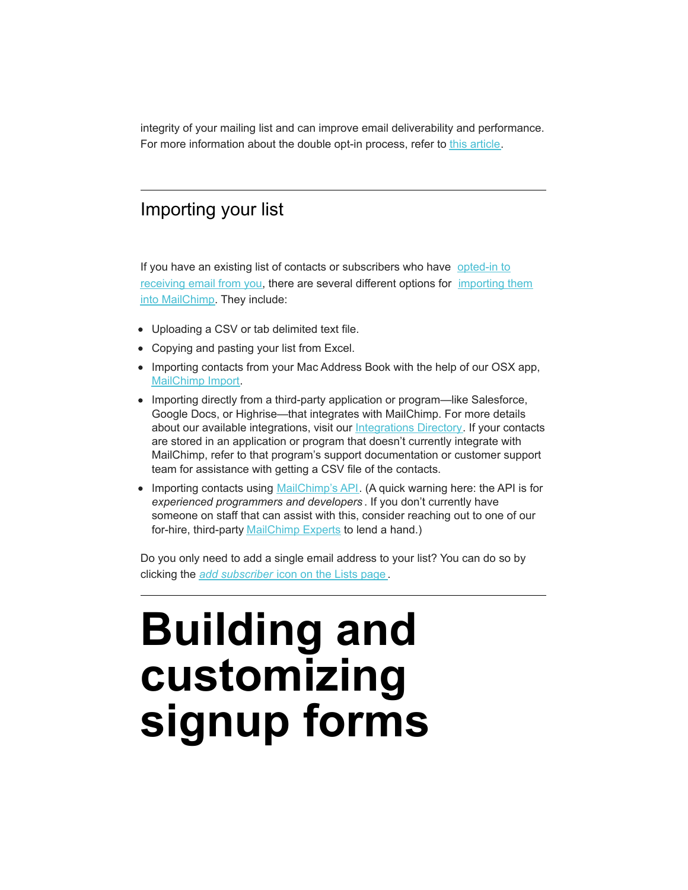integrity of your mailing list and can improve email deliverability and performance. For more information about the double opt-in process, refer to [this article](#).

---

## Importing your list

If you have an existing list of contacts or subscribers who have [opted-in to receiving email from you](#), there are several different options for [importing them into MailChimp](#). They include:

- Uploading a CSV or tab delimited text file.
- Copying and pasting your list from Excel.
- Importing contacts from your Mac Address Book with the help of our OSX app, [MailChimp Import](#).
- Importing directly from a third-party application or program—like Salesforce, Google Docs, or Highrise—that integrates with MailChimp. For more details about our available integrations, visit our [Integrations Directory](#). If your contacts are stored in an application or program that doesn't currently integrate with MailChimp, refer to that program's support documentation or customer support team for assistance with getting a CSV file of the contacts.
- Importing contacts using [MailChimp's API](#). (A quick warning here: the API is for *experienced programmers and developers*. If you don't currently have someone on staff that can assist with this, consider reaching out to one of our for-hire, third-party [MailChimp Experts](#) to lend a hand.)

Do you only need to add a single email address to your list? You can do so by clicking the [*add subscriber* icon on the Lists page](#).

---

# Building and customizing signup forms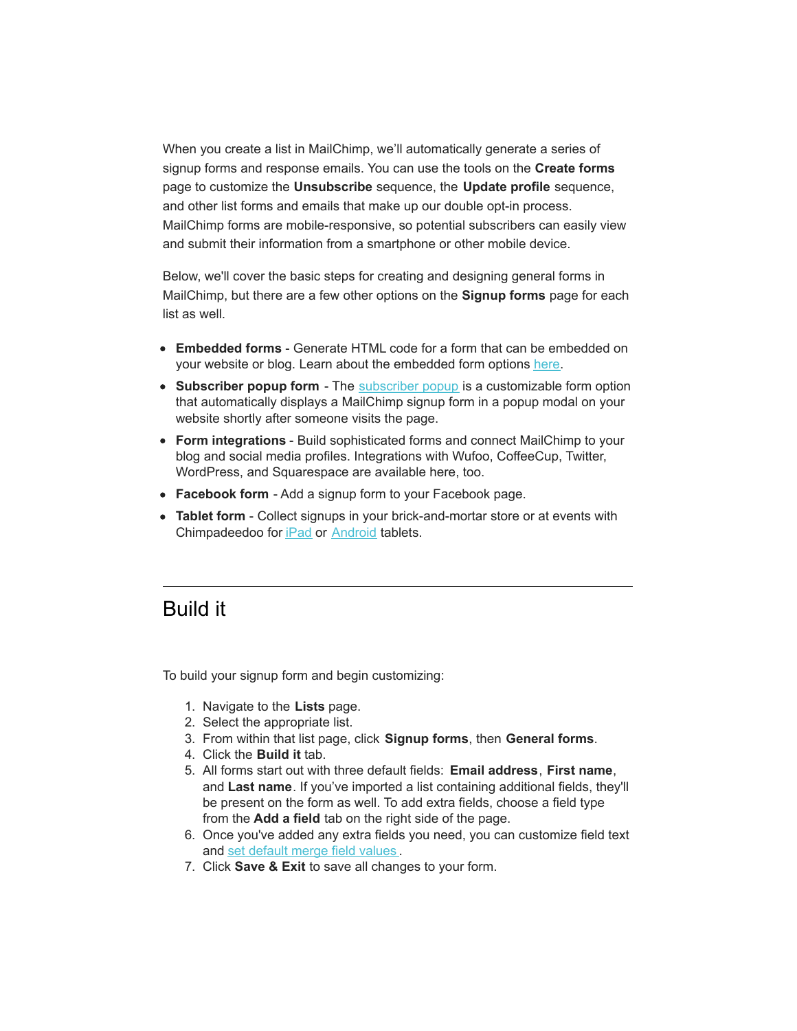When you create a list in MailChimp, we'll automatically generate a series of signup forms and response emails. You can use the tools on the **Create forms** page to customize the **Unsubscribe** sequence, the **Update profile** sequence, and other list forms and emails that make up our double opt-in process. MailChimp forms are mobile-responsive, so potential subscribers can easily view and submit their information from a smartphone or other mobile device.

Below, we'll cover the basic steps for creating and designing general forms in MailChimp, but there are a few other options on the **Signup forms** page for each list as well.

- **Embedded forms** - Generate HTML code for a form that can be embedded on your website or blog. Learn about the embedded form options here.
- **Subscriber popup form** - The subscriber popup is a customizable form option that automatically displays a MailChimp signup form in a popup modal on your website shortly after someone visits the page.
- **Form integrations** - Build sophisticated forms and connect MailChimp to your blog and social media profiles. Integrations with Wufoo, CoffeeCup, Twitter, WordPress, and Squarespace are available here, too.
- **Facebook form** - Add a signup form to your Facebook page.
- **Tablet form** - Collect signups in your brick-and-mortar store or at events with Chimpadeedoo for iPad or Android tablets.

---

# Build it

To build your signup form and begin customizing:

1. Navigate to the **Lists** page.
2. Select the appropriate list.
3. From within that list page, click **Signup forms**, then **General forms**.
4. Click the **Build it** tab.
5. All forms start out with three default fields: **Email address**, **First name**, and **Last name**. If you've imported a list containing additional fields, they'll be present on the form as well. To add extra fields, choose a field type from the **Add a field** tab on the right side of the page.
6. Once you've added any extra fields you need, you can customize field text and set default merge field values.
7. Click **Save & Exit** to save all changes to your form.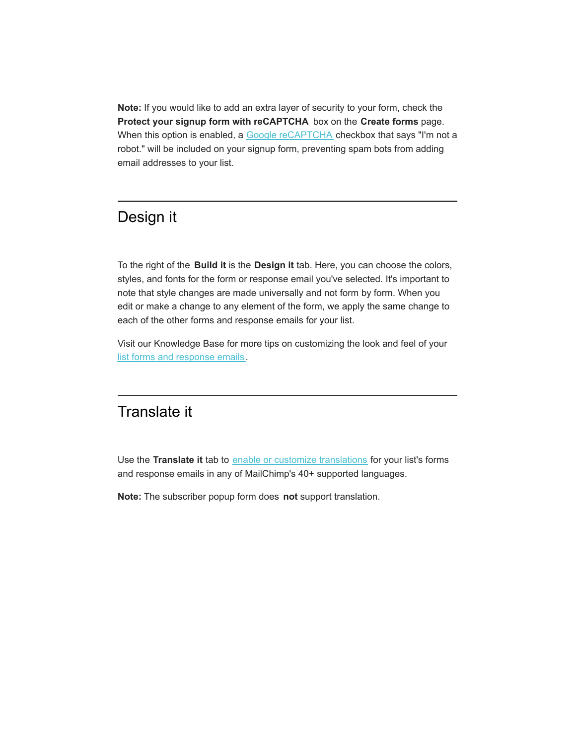**Note:** If you would like to add an extra layer of security to your form, check the **Protect your signup form with reCAPTCHA** box on the **Create forms** page. When this option is enabled, a [Google reCAPTCHA](#) checkbox that says "I'm not a robot." will be included on your signup form, preventing spam bots from adding email addresses to your list.

---

## Design it

To the right of the **Build it** is the **Design it** tab. Here, you can choose the colors, styles, and fonts for the form or response email you've selected. It's important to note that style changes are made universally and not form by form. When you edit or make a change to any element of the form, we apply the same change to each of the other forms and response emails for your list.

Visit our Knowledge Base for more tips on customizing the look and feel of your [list forms and response emails](#).

---

## Translate it

Use the **Translate it** tab to [enable or customize translations](#) for your list's forms and response emails in any of MailChimp's 40+ supported languages.

**Note:** The subscriber popup form does **not** support translation.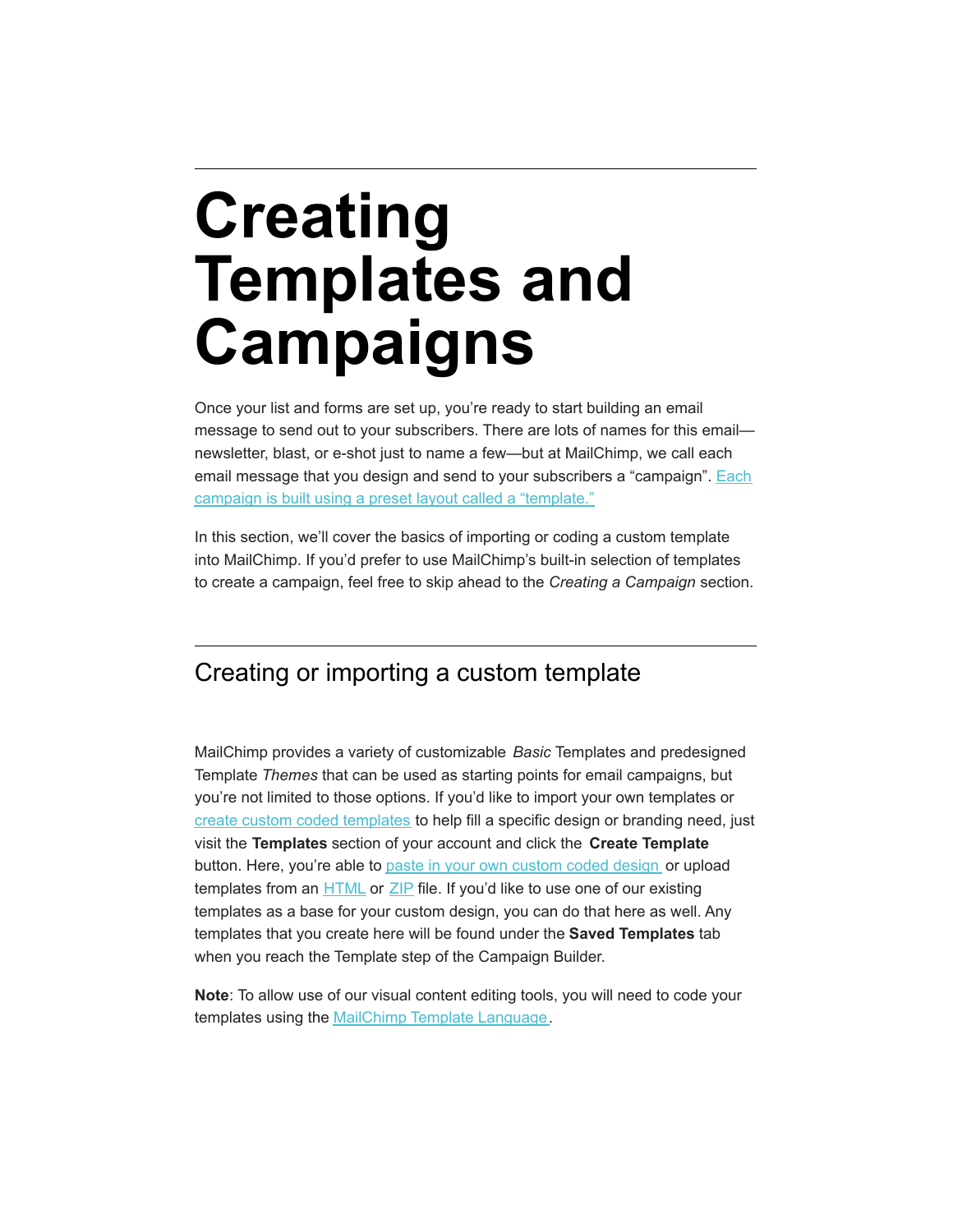# Creating Templates and Campaigns

Once your list and forms are set up, you're ready to start building an email message to send out to your subscribers. There are lots of names for this email—newsletter, blast, or e-shot just to name a few—but at MailChimp, we call each email message that you design and send to your subscribers a "campaign". [Each campaign is built using a preset layout called a "template."]

In this section, we'll cover the basics of importing or coding a custom template into MailChimp. If you'd prefer to use MailChimp's built-in selection of templates to create a campaign, feel free to skip ahead to the *Creating a Campaign* section.

## Creating or importing a custom template

MailChimp provides a variety of customizable *Basic* Templates and predesigned Template *Themes* that can be used as starting points for email campaigns, but you're not limited to those options. If you'd like to import your own templates or [create custom coded templates] to help fill a specific design or branding need, just visit the **Templates** section of your account and click the **Create Template** button. Here, you're able to [paste in your own custom coded design] or upload templates from an [HTML] or [ZIP] file. If you'd like to use one of our existing templates as a base for your custom design, you can do that here as well. Any templates that you create here will be found under the **Saved Templates** tab when you reach the Template step of the Campaign Builder.

**Note**: To allow use of our visual content editing tools, you will need to code your templates using the [MailChimp Template Language].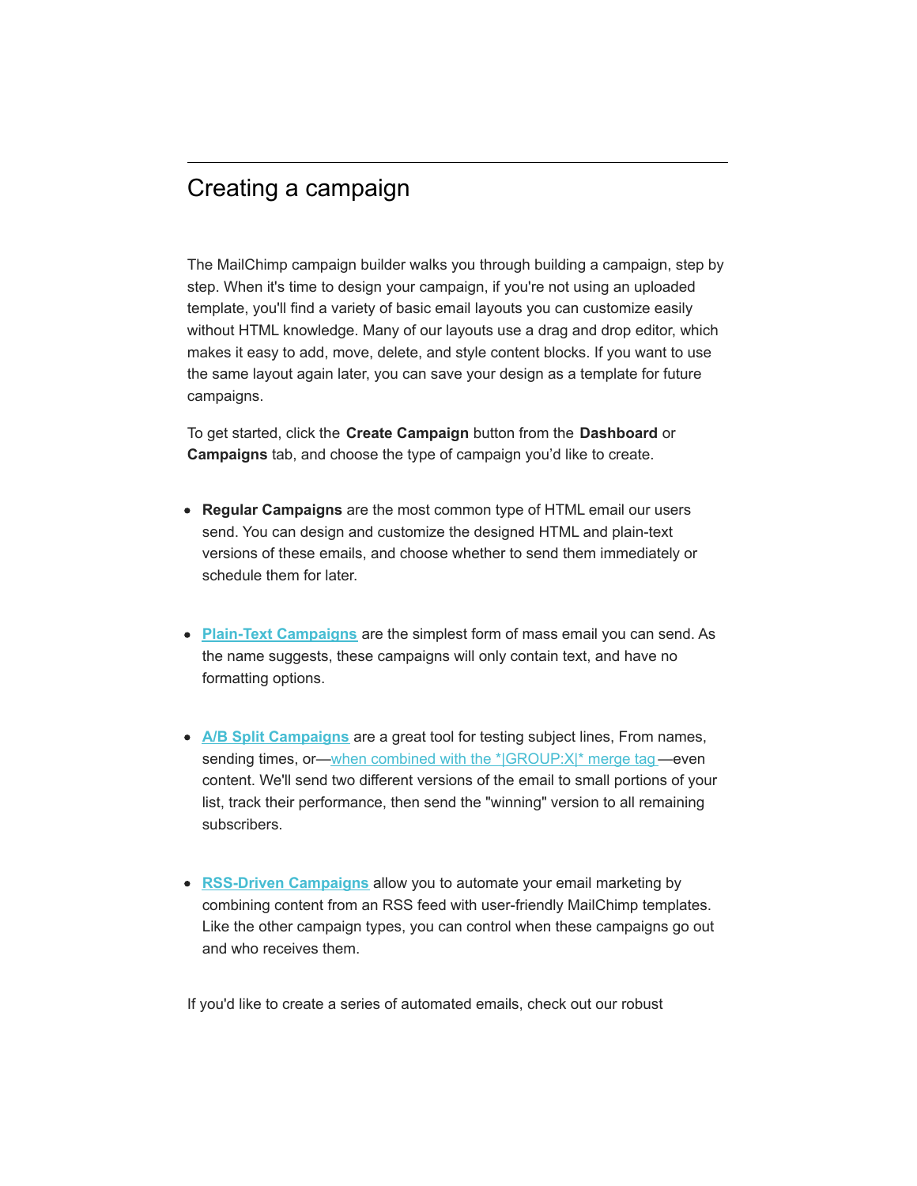## Creating a campaign

The MailChimp campaign builder walks you through building a campaign, step by step. When it's time to design your campaign, if you're not using an uploaded template, you'll find a variety of basic email layouts you can customize easily without HTML knowledge. Many of our layouts use a drag and drop editor, which makes it easy to add, move, delete, and style content blocks. If you want to use the same layout again later, you can save your design as a template for future campaigns.

To get started, click the **Create Campaign** button from the **Dashboard** or **Campaigns** tab, and choose the type of campaign you'd like to create.

- **Regular Campaigns** are the most common type of HTML email our users send. You can design and customize the designed HTML and plain-text versions of these emails, and choose whether to send them immediately or schedule them for later.

- **Plain-Text Campaigns** are the simplest form of mass email you can send. As the name suggests, these campaigns will only contain text, and have no formatting options.

- **A/B Split Campaigns** are a great tool for testing subject lines, From names, sending times, or—when combined with the *|GROUP:X|* merge tag—even content. We'll send two different versions of the email to small portions of your list, track their performance, then send the "winning" version to all remaining subscribers.

- **RSS-Driven Campaigns** allow you to automate your email marketing by combining content from an RSS feed with user-friendly MailChimp templates. Like the other campaign types, you can control when these campaigns go out and who receives them.

If you'd like to create a series of automated emails, check out our robust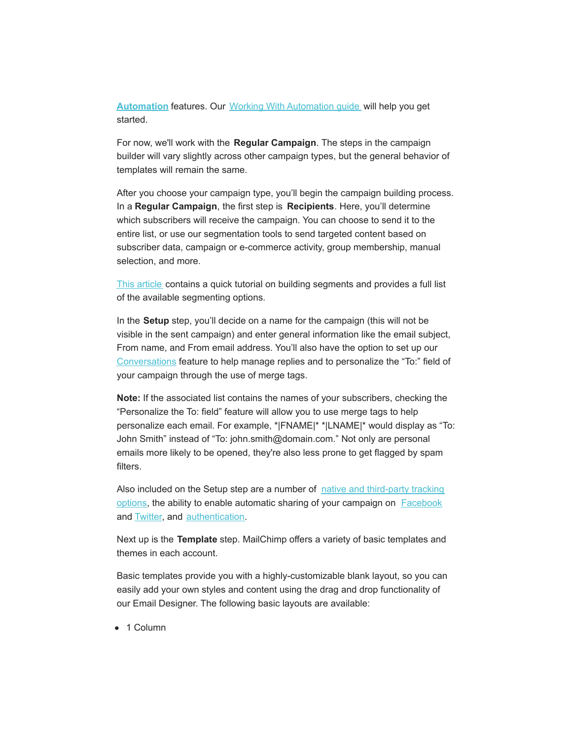**Automation** features. Our Working With Automation guide will help you get started.

For now, we'll work with the **Regular Campaign**. The steps in the campaign builder will vary slightly across other campaign types, but the general behavior of templates will remain the same.

After you choose your campaign type, you'll begin the campaign building process. In a **Regular Campaign**, the first step is **Recipients**. Here, you'll determine which subscribers will receive the campaign. You can choose to send it to the entire list, or use our segmentation tools to send targeted content based on subscriber data, campaign or e-commerce activity, group membership, manual selection, and more.

This article contains a quick tutorial on building segments and provides a full list of the available segmenting options.

In the **Setup** step, you'll decide on a name for the campaign (this will not be visible in the sent campaign) and enter general information like the email subject, From name, and From email address. You'll also have the option to set up our Conversations feature to help manage replies and to personalize the "To:" field of your campaign through the use of merge tags.

**Note:** If the associated list contains the names of your subscribers, checking the "Personalize the To: field" feature will allow you to use merge tags to help personalize each email. For example, *|FNAME|* *|LNAME|* would display as "To: John Smith" instead of "To: john.smith@domain.com." Not only are personal emails more likely to be opened, they're also less prone to get flagged by spam filters.

Also included on the Setup step are a number of native and third-party tracking options, the ability to enable automatic sharing of your campaign on Facebook and Twitter, and authentication.

Next up is the **Template** step. MailChimp offers a variety of basic templates and themes in each account.

Basic templates provide you with a highly-customizable blank layout, so you can easily add your own styles and content using the drag and drop functionality of our Email Designer. The following basic layouts are available:

- 1 Column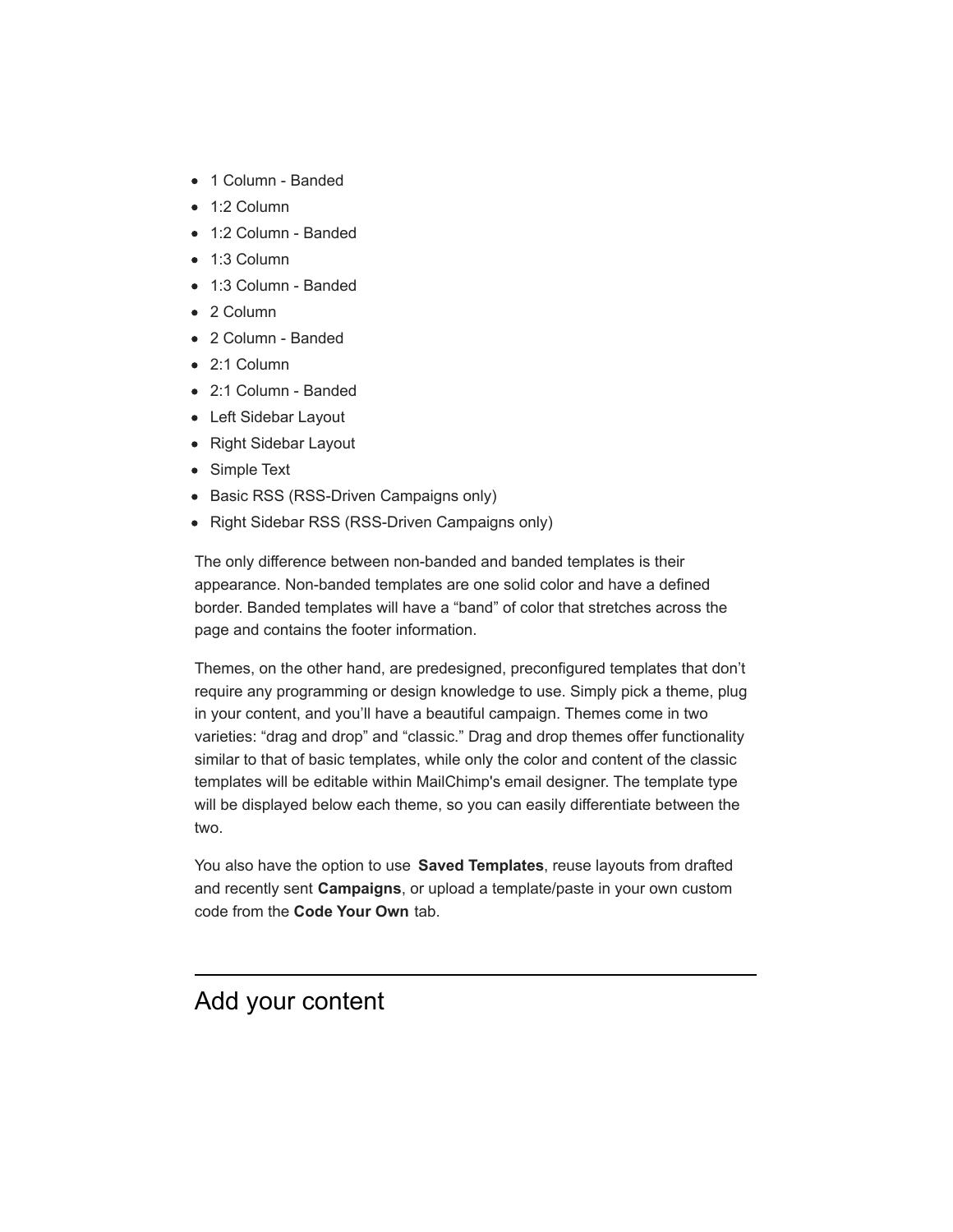- 1 Column - Banded
- 1:2 Column
- 1:2 Column - Banded
- 1:3 Column
- 1:3 Column - Banded
- 2 Column
- 2 Column - Banded
- 2:1 Column
- 2:1 Column - Banded
- Left Sidebar Layout
- Right Sidebar Layout
- Simple Text
- Basic RSS (RSS-Driven Campaigns only)
- Right Sidebar RSS (RSS-Driven Campaigns only)

The only difference between non-banded and banded templates is their appearance. Non-banded templates are one solid color and have a defined border. Banded templates will have a “band” of color that stretches across the page and contains the footer information.

Themes, on the other hand, are predesigned, preconfigured templates that don’t require any programming or design knowledge to use. Simply pick a theme, plug in your content, and you’ll have a beautiful campaign. Themes come in two varieties: “drag and drop” and “classic.” Drag and drop themes offer functionality similar to that of basic templates, while only the color and content of the classic templates will be editable within MailChimp's email designer. The template type will be displayed below each theme, so you can easily differentiate between the two.

You also have the option to use **Saved Templates**, reuse layouts from drafted and recently sent **Campaigns**, or upload a template/paste in your own custom code from the **Code Your Own** tab.

---

## Add your content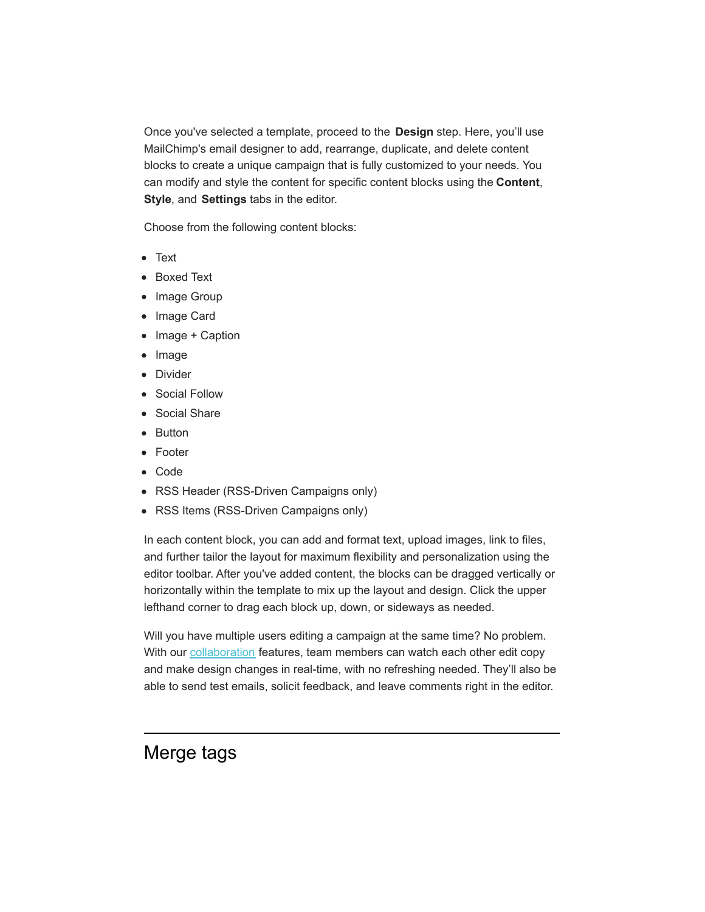Once you've selected a template, proceed to the **Design** step. Here, you'll use MailChimp's email designer to add, rearrange, duplicate, and delete content blocks to create a unique campaign that is fully customized to your needs. You can modify and style the content for specific content blocks using the **Content**, **Style**, and **Settings** tabs in the editor.

Choose from the following content blocks:

- Text
- Boxed Text
- Image Group
- Image Card
- Image + Caption
- Image
- Divider
- Social Follow
- Social Share
- Button
- Footer
- Code
- RSS Header (RSS-Driven Campaigns only)
- RSS Items (RSS-Driven Campaigns only)

In each content block, you can add and format text, upload images, link to files, and further tailor the layout for maximum flexibility and personalization using the editor toolbar. After you've added content, the blocks can be dragged vertically or horizontally within the template to mix up the layout and design. Click the upper lefthand corner to drag each block up, down, or sideways as needed.

Will you have multiple users editing a campaign at the same time? No problem. With our collaboration features, team members can watch each other edit copy and make design changes in real-time, with no refreshing needed. They'll also be able to send test emails, solicit feedback, and leave comments right in the editor.

---

## Merge tags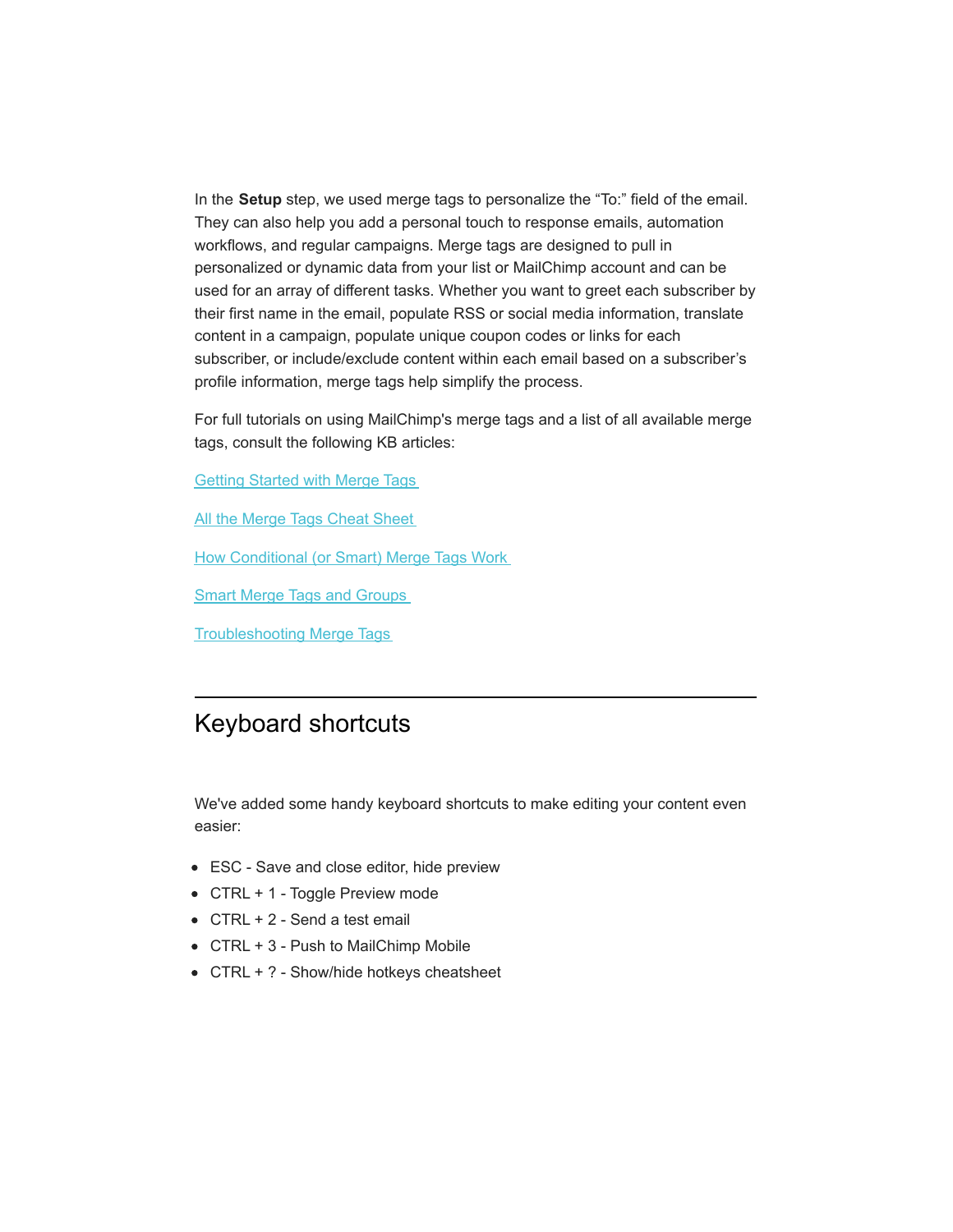In the **Setup** step, we used merge tags to personalize the "To:" field of the email. They can also help you add a personal touch to response emails, automation workflows, and regular campaigns. Merge tags are designed to pull in personalized or dynamic data from your list or MailChimp account and can be used for an array of different tasks. Whether you want to greet each subscriber by their first name in the email, populate RSS or social media information, translate content in a campaign, populate unique coupon codes or links for each subscriber, or include/exclude content within each email based on a subscriber's profile information, merge tags help simplify the process.

For full tutorials on using MailChimp's merge tags and a list of all available merge tags, consult the following KB articles:

Getting Started with Merge Tags

All the Merge Tags Cheat Sheet

How Conditional (or Smart) Merge Tags Work

Smart Merge Tags and Groups

Troubleshooting Merge Tags

---

## Keyboard shortcuts

We've added some handy keyboard shortcuts to make editing your content even easier:

- ESC - Save and close editor, hide preview
- CTRL + 1 - Toggle Preview mode
- CTRL + 2 - Send a test email
- CTRL + 3 - Push to MailChimp Mobile
- CTRL + ? - Show/hide hotkeys cheatsheet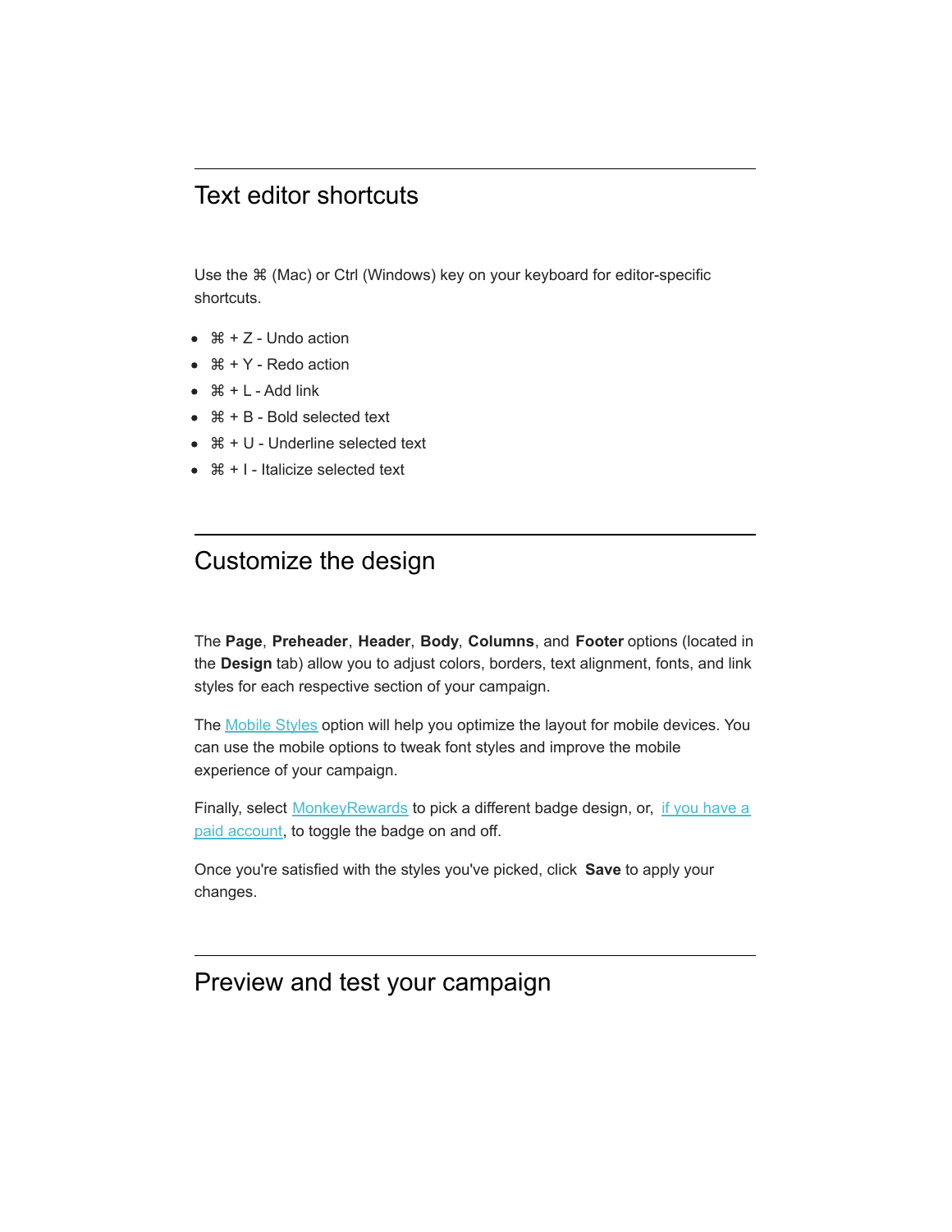## Text editor shortcuts

Use the ⌘ (Mac) or Ctrl (Windows) key on your keyboard for editor-specific shortcuts.

- ⌘ + Z - Undo action
- ⌘ + Y - Redo action
- ⌘ + L - Add link
- ⌘ + B - Bold selected text
- ⌘ + U - Underline selected text
- ⌘ + I - Italicize selected text

## Customize the design

The **Page**, **Preheader**, **Header**, **Body**, **Columns**, and **Footer** options (located in the **Design** tab) allow you to adjust colors, borders, text alignment, fonts, and link styles for each respective section of your campaign.

The Mobile Styles option will help you optimize the layout for mobile devices. You can use the mobile options to tweak font styles and improve the mobile experience of your campaign.

Finally, select MonkeyRewards to pick a different badge design, or, if you have a paid account, to toggle the badge on and off.

Once you're satisfied with the styles you've picked, click **Save** to apply your changes.

## Preview and test your campaign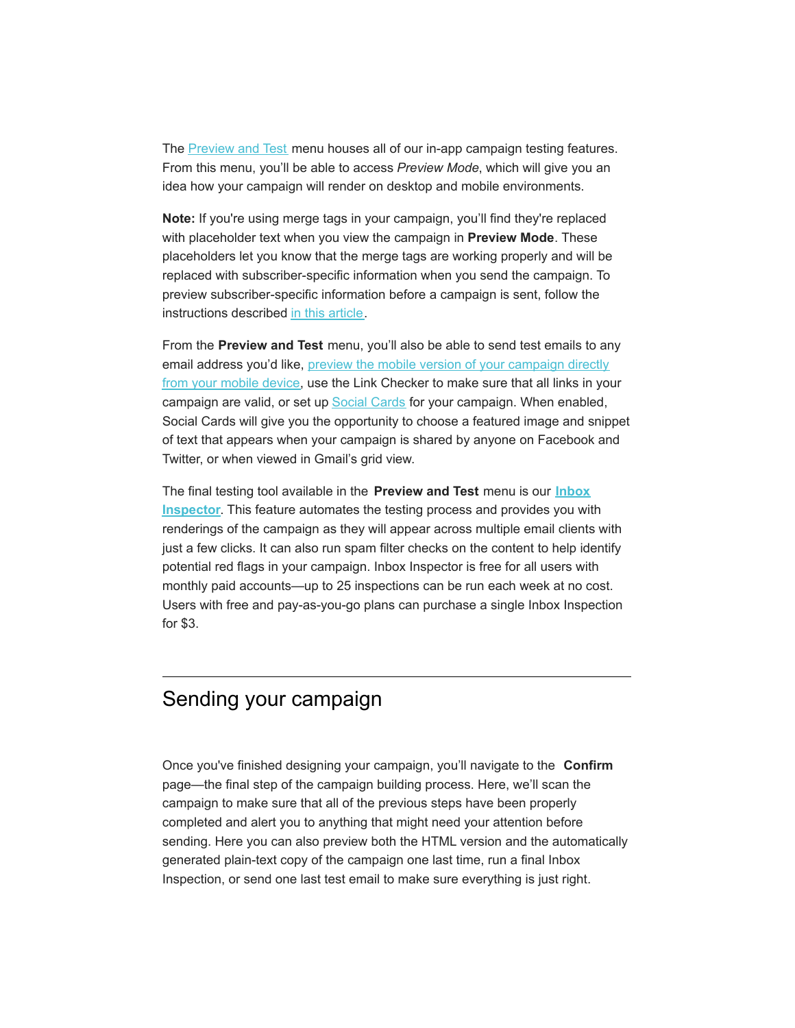The Preview and Test menu houses all of our in-app campaign testing features. From this menu, you'll be able to access *Preview Mode*, which will give you an idea how your campaign will render on desktop and mobile environments.

**Note:** If you're using merge tags in your campaign, you'll find they're replaced with placeholder text when you view the campaign in **Preview Mode**. These placeholders let you know that the merge tags are working properly and will be replaced with subscriber-specific information when you send the campaign. To preview subscriber-specific information before a campaign is sent, follow the instructions described in this article.

From the **Preview and Test** menu, you'll also be able to send test emails to any email address you'd like, preview the mobile version of your campaign directly from your mobile device, use the Link Checker to make sure that all links in your campaign are valid, or set up Social Cards for your campaign. When enabled, Social Cards will give you the opportunity to choose a featured image and snippet of text that appears when your campaign is shared by anyone on Facebook and Twitter, or when viewed in Gmail's grid view.

The final testing tool available in the **Preview and Test** menu is our **Inbox Inspector**. This feature automates the testing process and provides you with renderings of the campaign as they will appear across multiple email clients with just a few clicks. It can also run spam filter checks on the content to help identify potential red flags in your campaign. Inbox Inspector is free for all users with monthly paid accounts—up to 25 inspections can be run each week at no cost. Users with free and pay-as-you-go plans can purchase a single Inbox Inspection for $3.

---

## Sending your campaign

Once you've finished designing your campaign, you'll navigate to the **Confirm** page—the final step of the campaign building process. Here, we'll scan the campaign to make sure that all of the previous steps have been properly completed and alert you to anything that might need your attention before sending. Here you can also preview both the HTML version and the automatically generated plain-text copy of the campaign one last time, run a final Inbox Inspection, or send one last test email to make sure everything is just right.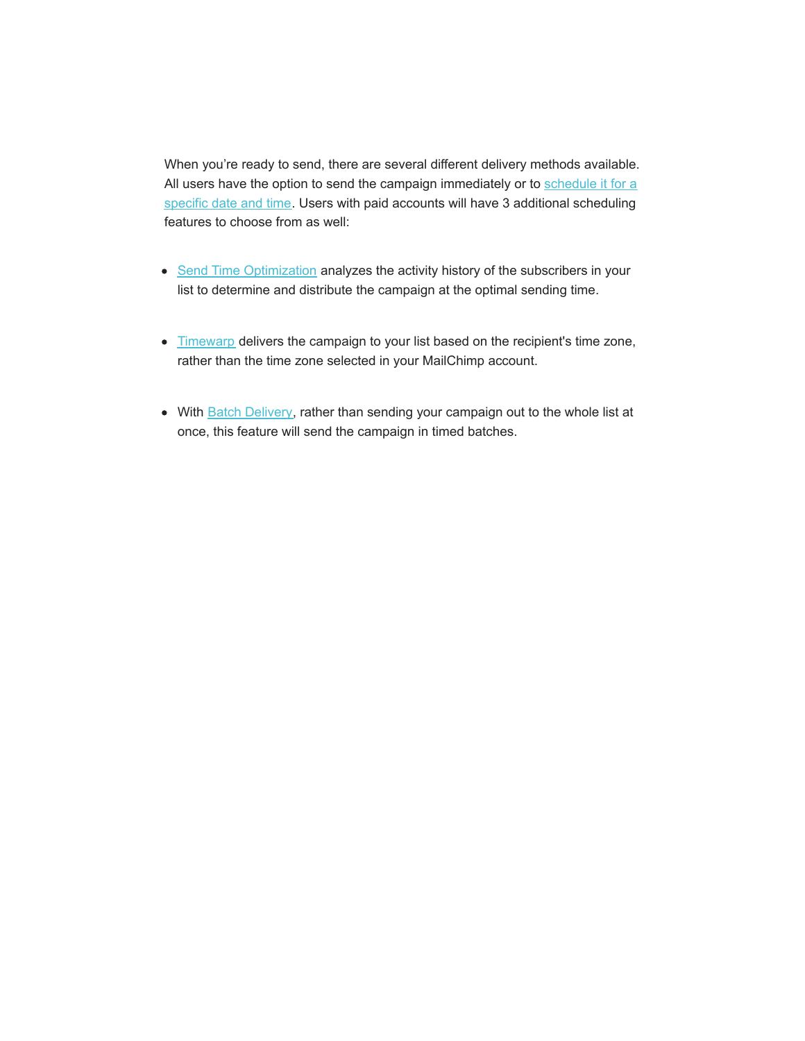When you're ready to send, there are several different delivery methods available. All users have the option to send the campaign immediately or to schedule it for a specific date and time. Users with paid accounts will have 3 additional scheduling features to choose from as well:

- Send Time Optimization analyzes the activity history of the subscribers in your list to determine and distribute the campaign at the optimal sending time.

- Timewarp delivers the campaign to your list based on the recipient's time zone, rather than the time zone selected in your MailChimp account.

- With Batch Delivery, rather than sending your campaign out to the whole list at once, this feature will send the campaign in timed batches.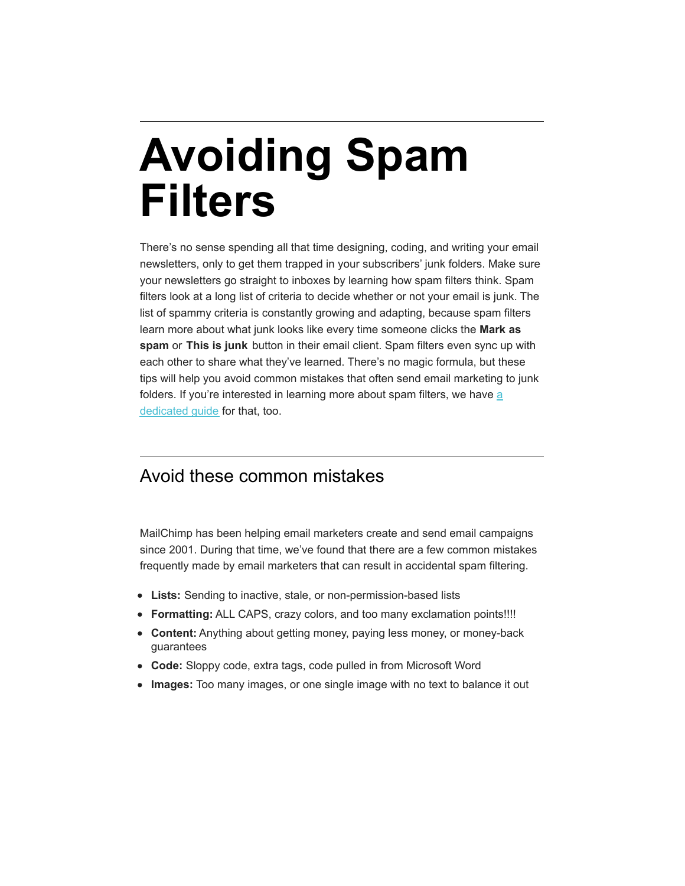# Avoiding Spam Filters

There's no sense spending all that time designing, coding, and writing your email newsletters, only to get them trapped in your subscribers' junk folders. Make sure your newsletters go straight to inboxes by learning how spam filters think. Spam filters look at a long list of criteria to decide whether or not your email is junk. The list of spammy criteria is constantly growing and adapting, because spam filters learn more about what junk looks like every time someone clicks the **Mark as spam** or **This is junk** button in their email client. Spam filters even sync up with each other to share what they've learned. There's no magic formula, but these tips will help you avoid common mistakes that often send email marketing to junk folders. If you're interested in learning more about spam filters, we have a dedicated guide for that, too.

## Avoid these common mistakes

MailChimp has been helping email marketers create and send email campaigns since 2001. During that time, we've found that there are a few common mistakes frequently made by email marketers that can result in accidental spam filtering.

- **Lists:** Sending to inactive, stale, or non-permission-based lists
- **Formatting:** ALL CAPS, crazy colors, and too many exclamation points!!!!
- **Content:** Anything about getting money, paying less money, or money-back guarantees
- **Code:** Sloppy code, extra tags, code pulled in from Microsoft Word
- **Images:** Too many images, or one single image with no text to balance it out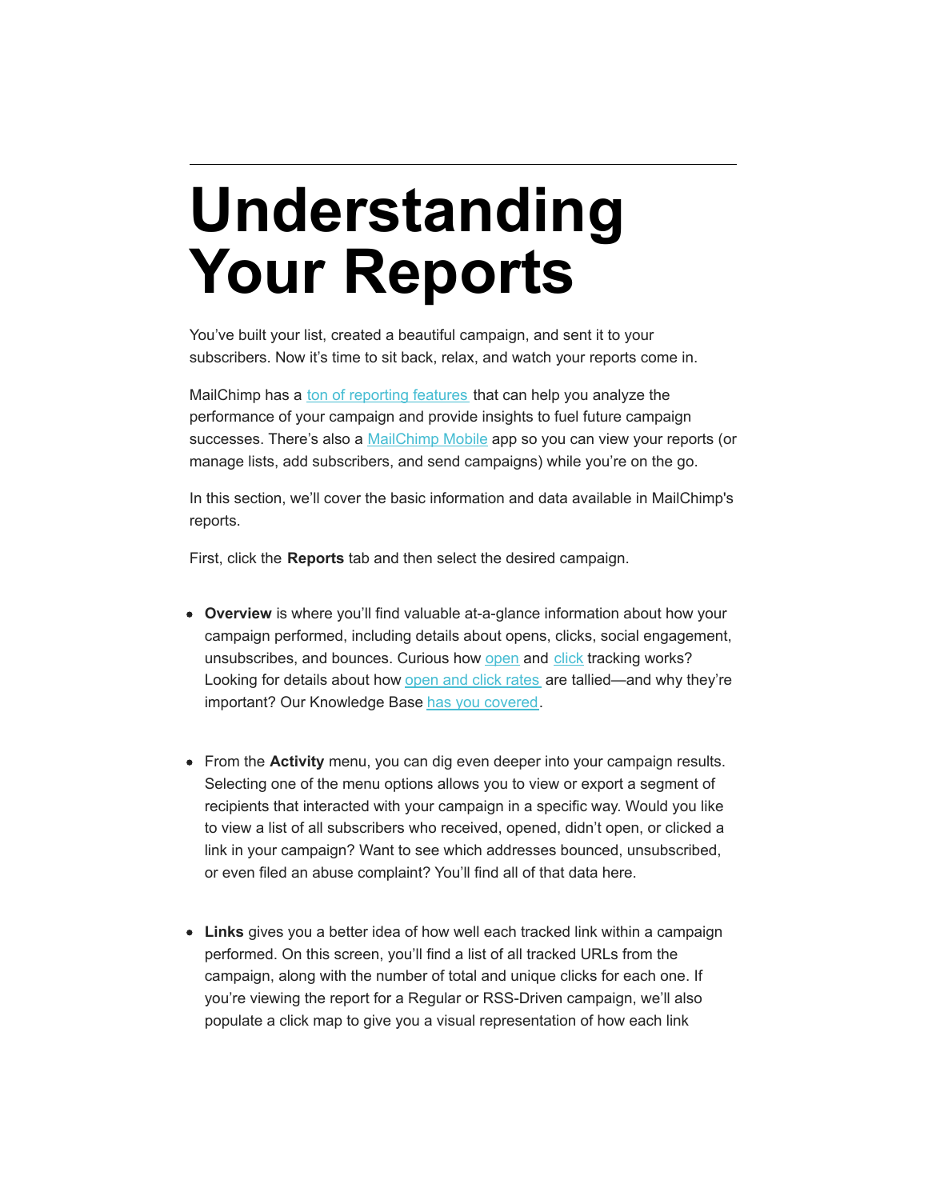# Understanding Your Reports

You've built your list, created a beautiful campaign, and sent it to your subscribers. Now it's time to sit back, relax, and watch your reports come in.

MailChimp has a ton of reporting features that can help you analyze the performance of your campaign and provide insights to fuel future campaign successes. There's also a MailChimp Mobile app so you can view your reports (or manage lists, add subscribers, and send campaigns) while you're on the go.

In this section, we'll cover the basic information and data available in MailChimp's reports.

First, click the **Reports** tab and then select the desired campaign.

- **Overview** is where you'll find valuable at-a-glance information about how your campaign performed, including details about opens, clicks, social engagement, unsubscribes, and bounces. Curious how open and click tracking works? Looking for details about how open and click rates are tallied—and why they're important? Our Knowledge Base has you covered.

- From the **Activity** menu, you can dig even deeper into your campaign results. Selecting one of the menu options allows you to view or export a segment of recipients that interacted with your campaign in a specific way. Would you like to view a list of all subscribers who received, opened, didn't open, or clicked a link in your campaign? Want to see which addresses bounced, unsubscribed, or even filed an abuse complaint? You'll find all of that data here.

- **Links** gives you a better idea of how well each tracked link within a campaign performed. On this screen, you'll find a list of all tracked URLs from the campaign, along with the number of total and unique clicks for each one. If you're viewing the report for a Regular or RSS-Driven campaign, we'll also populate a click map to give you a visual representation of how each link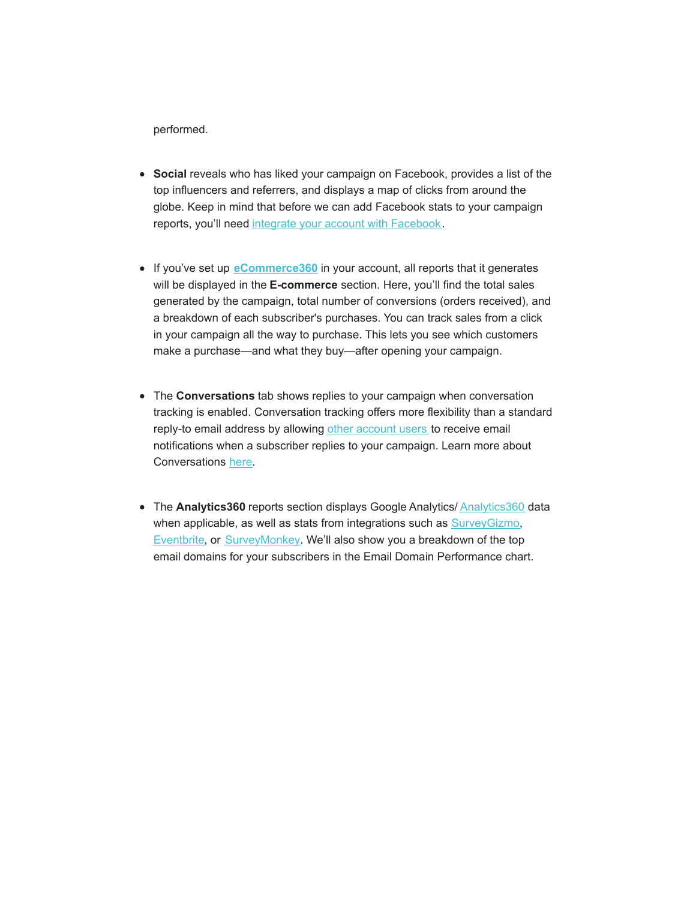performed.

- **Social** reveals who has liked your campaign on Facebook, provides a list of the top influencers and referrers, and displays a map of clicks from around the globe. Keep in mind that before we can add Facebook stats to your campaign reports, you'll need integrate your account with Facebook.

- If you've set up **eCommerce360** in your account, all reports that it generates will be displayed in the **E-commerce** section. Here, you'll find the total sales generated by the campaign, total number of conversions (orders received), and a breakdown of each subscriber's purchases. You can track sales from a click in your campaign all the way to purchase. This lets you see which customers make a purchase—and what they buy—after opening your campaign.

- The **Conversations** tab shows replies to your campaign when conversation tracking is enabled. Conversation tracking offers more flexibility than a standard reply-to email address by allowing other account users to receive email notifications when a subscriber replies to your campaign. Learn more about Conversations here.

- The **Analytics360** reports section displays Google Analytics/ Analytics360 data when applicable, as well as stats from integrations such as SurveyGizmo, Eventbrite, or SurveyMonkey. We'll also show you a breakdown of the top email domains for your subscribers in the Email Domain Performance chart.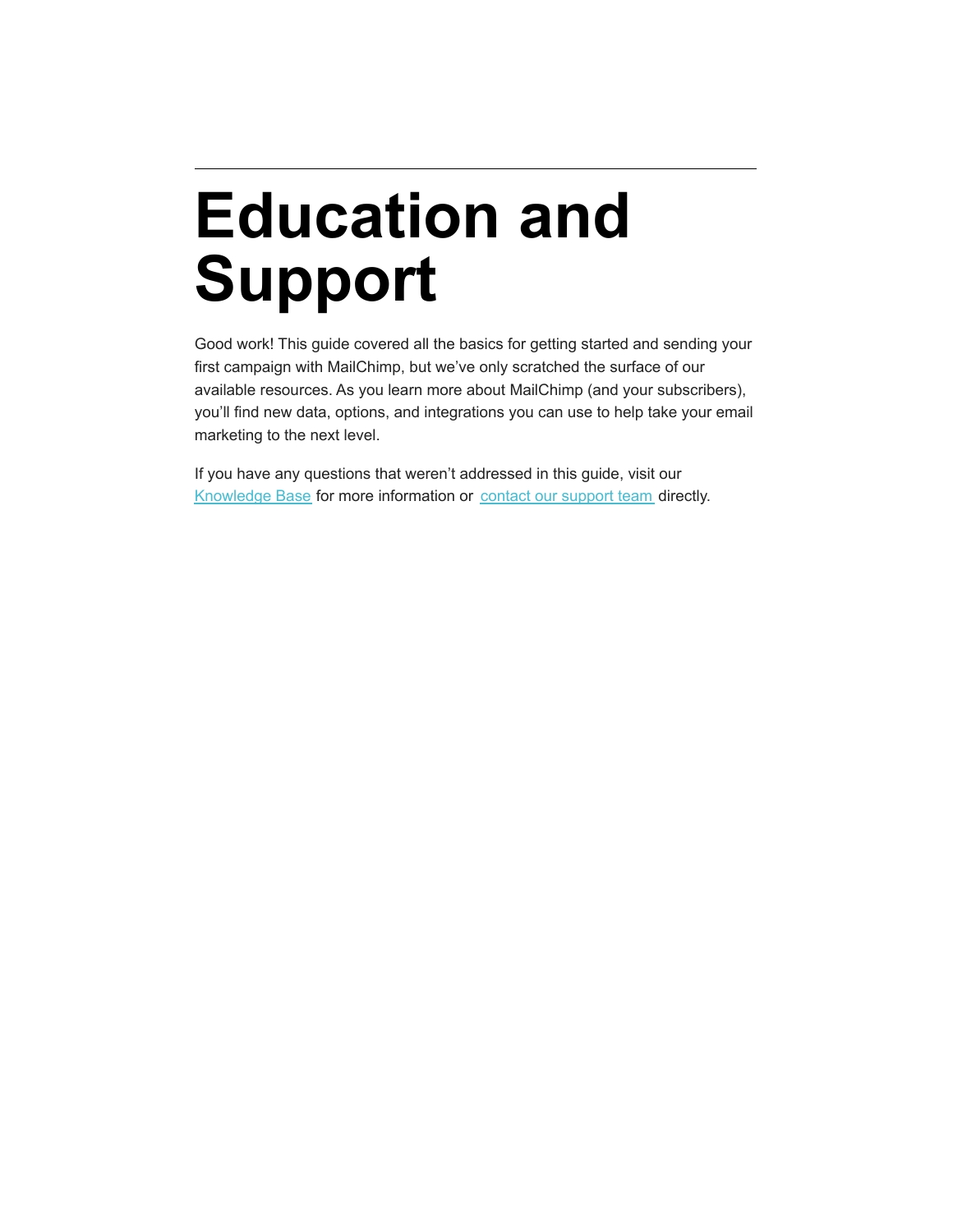# Education and Support

Good work! This guide covered all the basics for getting started and sending your first campaign with MailChimp, but we've only scratched the surface of our available resources. As you learn more about MailChimp (and your subscribers), you'll find new data, options, and integrations you can use to help take your email marketing to the next level.

If you have any questions that weren't addressed in this guide, visit our Knowledge Base for more information or contact our support team directly.